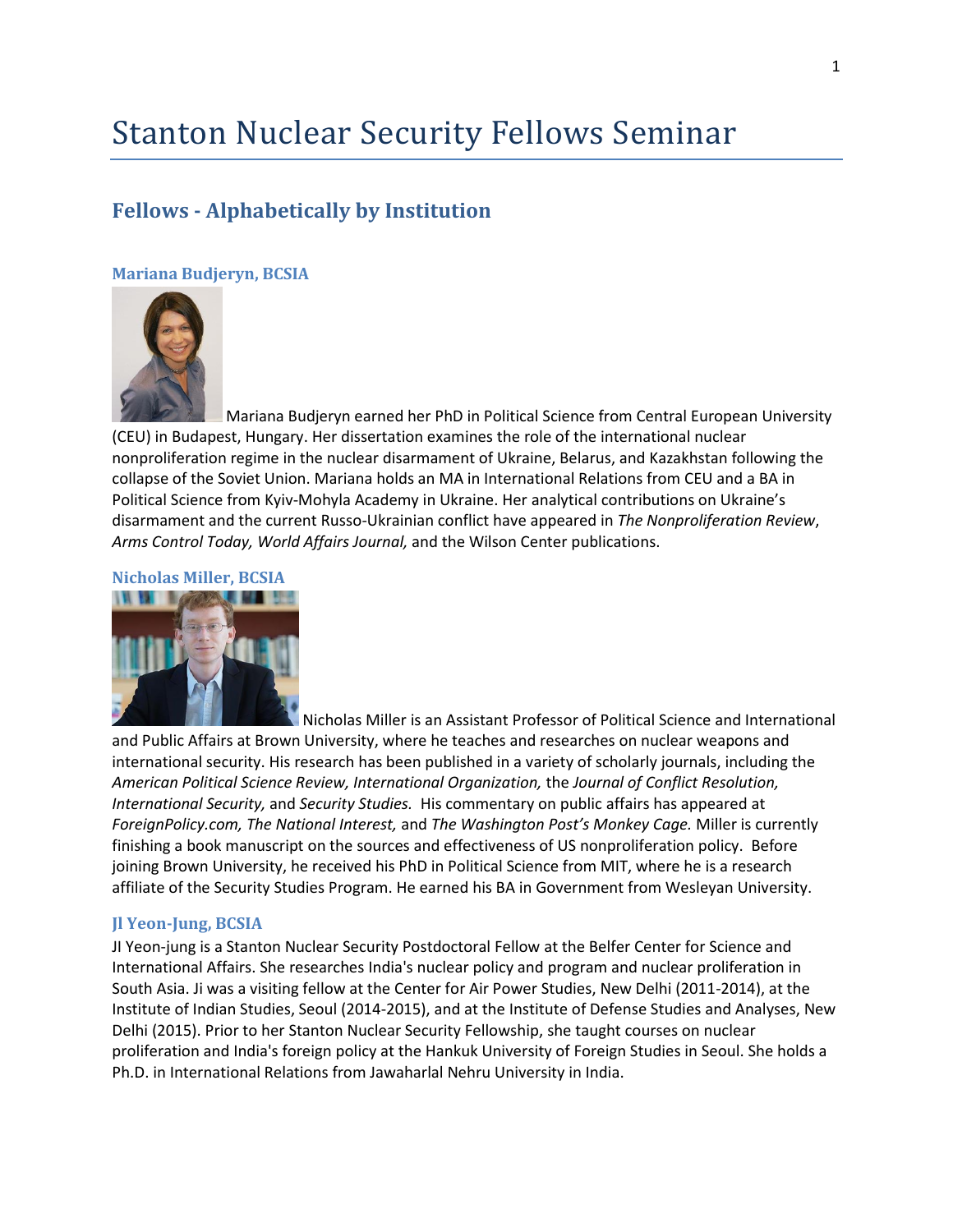# Stanton Nuclear Security Fellows Seminar

## Fellows - Alphabetically by Institution

### Mariana Budjeryn, BCSIA

Mariana Budjeryn earned her PhD in Political Science from Central European University (CEU) in Budapest, Hungary. Her dissertation examines the role of the international nuclear nonproliferation regime in the nuclear disarmament of Ukraine, Belarus, and Kazakhstan following the collapse of the Soviet Union. Mariana holds an MA in International Relations from CEU and a BA in Political Science from Kyiv-Mohyla Academy in Ukraine. Her analytical contributions on Ukraine's disarmament and the current Russo-Ukrainian conflict have appeared in *The Nonproliferation Review*, *Arms Control Today, World Affairs Journal,* and the Wilson Center publications.

### Nicholas Miller, BCSIA

Nicholas Miller is an Assistant Professor of Political Science and International and Public Affairs at Brown University, where he teaches and researches on nuclear weapons and international security. His research has been published in a variety of scholarly journals, including the *American Political Science Review, International Organization,* the *Journal of Conflict Resolution, International Security,* and *Security Studies.* His commentary on public affairs has appeared at *ForeignPolicy.com, The National Interest,* and *The Washington Post's Monkey Cage.* Miller is currently finishing a book manuscript on the sources and effectiveness of US nonproliferation policy. Before joining Brown University, he received his PhD in Political Science from MIT, where he is a research affiliate of the Security Studies Program. He earned his BA in Government from Wesleyan University.

### JI Yeon-Jung, BCSIA

JI Yeon-jung is a Stanton Nuclear Security Postdoctoral Fellow at the Belfer Center for Science and International Affairs. She researches India's nuclear policy and program and nuclear proliferation in South Asia. Ji was a visiting fellow at the Center for Air Power Studies, New Delhi (2011-2014), at the Institute of Indian Studies, Seoul (2014-2015), and at the Institute of Defense Studies and Analyses, New Delhi (2015). Prior to her Stanton Nuclear Security Fellowship, she taught courses on nuclear proliferation and India's foreign policy at the Hankuk University of Foreign Studies in Seoul. She holds a Ph.D. in International Relations from Jawaharlal Nehru University in India.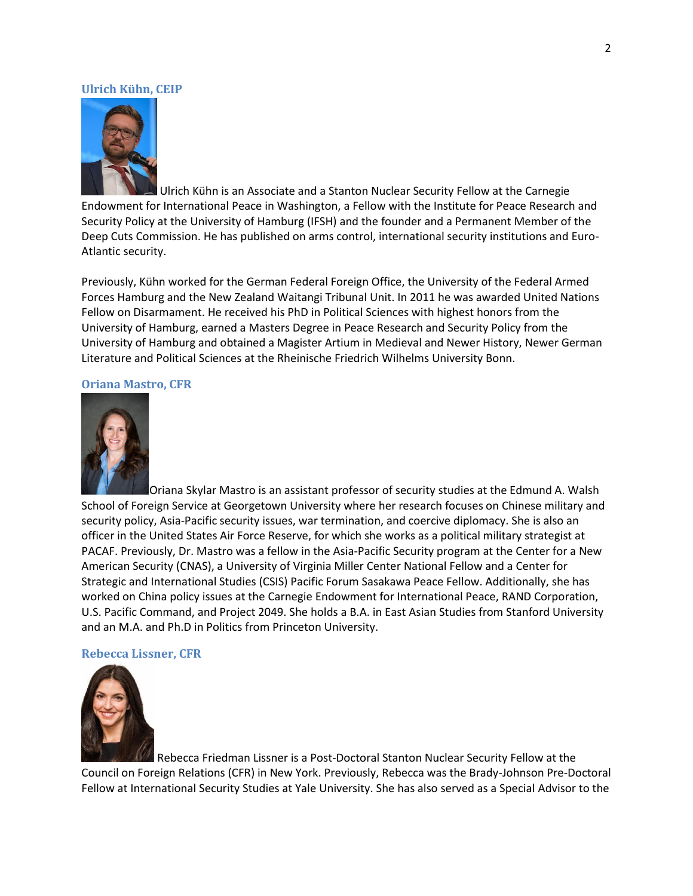### Ulrich Kühn, CEIP

Ulrich Kühn is an Associate and a Stanton Nuclear Security Fellow at the Carnegie Endowment for International Peace in Washington, a Fellow with the Institute for Peace Research and Security Policy at the University of Hamburg (IFSH) and the founder and a Permanent Member of the Deep Cuts Commission. He has published on arms control, international security institutions and Euro-Atlantic security.

Previously, Kühn worked for the German Federal Foreign Office, the University of the Federal Armed Forces Hamburg and the New Zealand Waitangi Tribunal Unit. In 2011 he was awarded United Nations Fellow on Disarmament. He received his PhD in Political Sciences with highest honors from the University of Hamburg, earned a Masters Degree in Peace Research and Security Policy from the University of Hamburg and obtained a Magister Artium in Medieval and Newer History, Newer German Literature and Political Sciences at the Rheinische Friedrich Wilhelms University Bonn.

### Oriana Mastro, CFR

Oriana Skylar Mastro is an assistant professor of security studies at the Edmund A. Walsh School of Foreign Service at Georgetown University where her research focuses on Chinese military and security policy, Asia-Pacific security issues, war termination, and coercive diplomacy. She is also an officer in the United States Air Force Reserve, for which she works as a political military strategist at PACAF. Previously, Dr. Mastro was a fellow in the Asia-Pacific Security program at the Center for a New American Security (CNAS), a University of Virginia Miller Center National Fellow and a Center for Strategic and International Studies (CSIS) Pacific Forum Sasakawa Peace Fellow. Additionally, she has worked on China policy issues at the Carnegie Endowment for International Peace, RAND Corporation, U.S. Pacific Command, and Project 2049. She holds a B.A. in East Asian Studies from Stanford University and an M.A. and Ph.D in Politics from Princeton University.

### Rebecca Lissner, CFR

Rebecca Friedman Lissner is a Post-Doctoral Stanton Nuclear Security Fellow at the Council on Foreign Relations (CFR) in New York. Previously, Rebecca was the Brady-Johnson Pre-Doctoral Fellow at International Security Studies at Yale University. She has also served as a Special Advisor to the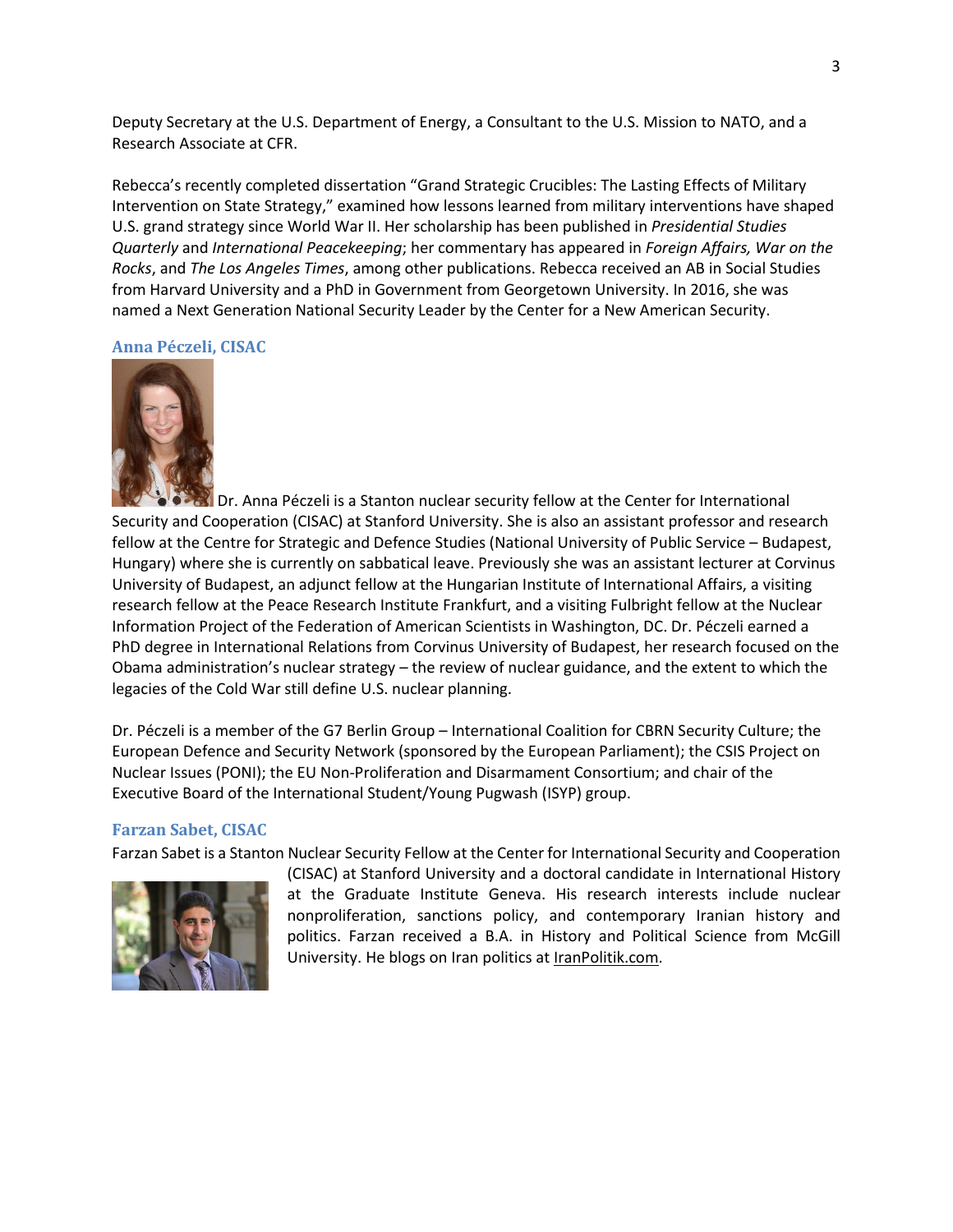Deputy Secretary at the U.S. Department of Energy, a Consultant to the U.S. Mission to NATO, and a Research Associate at CFR.

Rebecca's recently completed dissertation "Grand Strategic Crucibles: The Lasting Effects of Military Intervention on State Strategy," examined how lessons learned from military interventions have shaped U.S. grand strategy since World War II. Her scholarship has been published in *Presidential Studies Quarterly* and *International Peacekeeping*; her commentary has appeared in *Foreign Affairs, War on the Rocks*, and *The Los Angeles Times*, among other publications. Rebecca received an AB in Social Studies from Harvard University and a PhD in Government from Georgetown University. In 2016, she was named a Next Generation National Security Leader by the Center for a New American Security.

### Anna Péczeli, CISAC

Dr. Anna Péczeli is a Stanton nuclear security fellow at the Center for International Security and Cooperation (CISAC) at Stanford University. She is also an assistant professor and research fellow at the Centre for Strategic and Defence Studies (National University of Public Service – Budapest, Hungary) where she is currently on sabbatical leave. Previously she was an assistant lecturer at Corvinus University of Budapest, an adjunct fellow at the Hungarian Institute of International Affairs, a visiting research fellow at the Peace Research Institute Frankfurt, and a visiting Fulbright fellow at the Nuclear Information Project of the Federation of American Scientists in Washington, DC. Dr. Péczeli earned a PhD degree in International Relations from Corvinus University of Budapest, her research focused on the Obama administration's nuclear strategy – the review of nuclear guidance, and the extent to which the legacies of the Cold War still define U.S. nuclear planning.

Dr. Péczeli is a member of the G7 Berlin Group – International Coalition for CBRN Security Culture; the European Defence and Security Network (sponsored by the European Parliament); the CSIS Project on Nuclear Issues (PONI); the EU Non-Proliferation and Disarmament Consortium; and chair of the Executive Board of the International Student/Young Pugwash (ISYP) group.

### Farzan Sabet, CISAC

Farzan Sabet is a Stanton Nuclear Security Fellow at the Center for International Security and Cooperation (CISAC) at Stanford University and a doctoral candidate in International History at the Graduate Institute Geneva. His research interests include nuclear nonproliferation, sanctions policy, and contemporary Iranian history and politics. Farzan received a B.A. in History and Political Science from McGill University. He blogs on Iran politics at IranPolitik.com.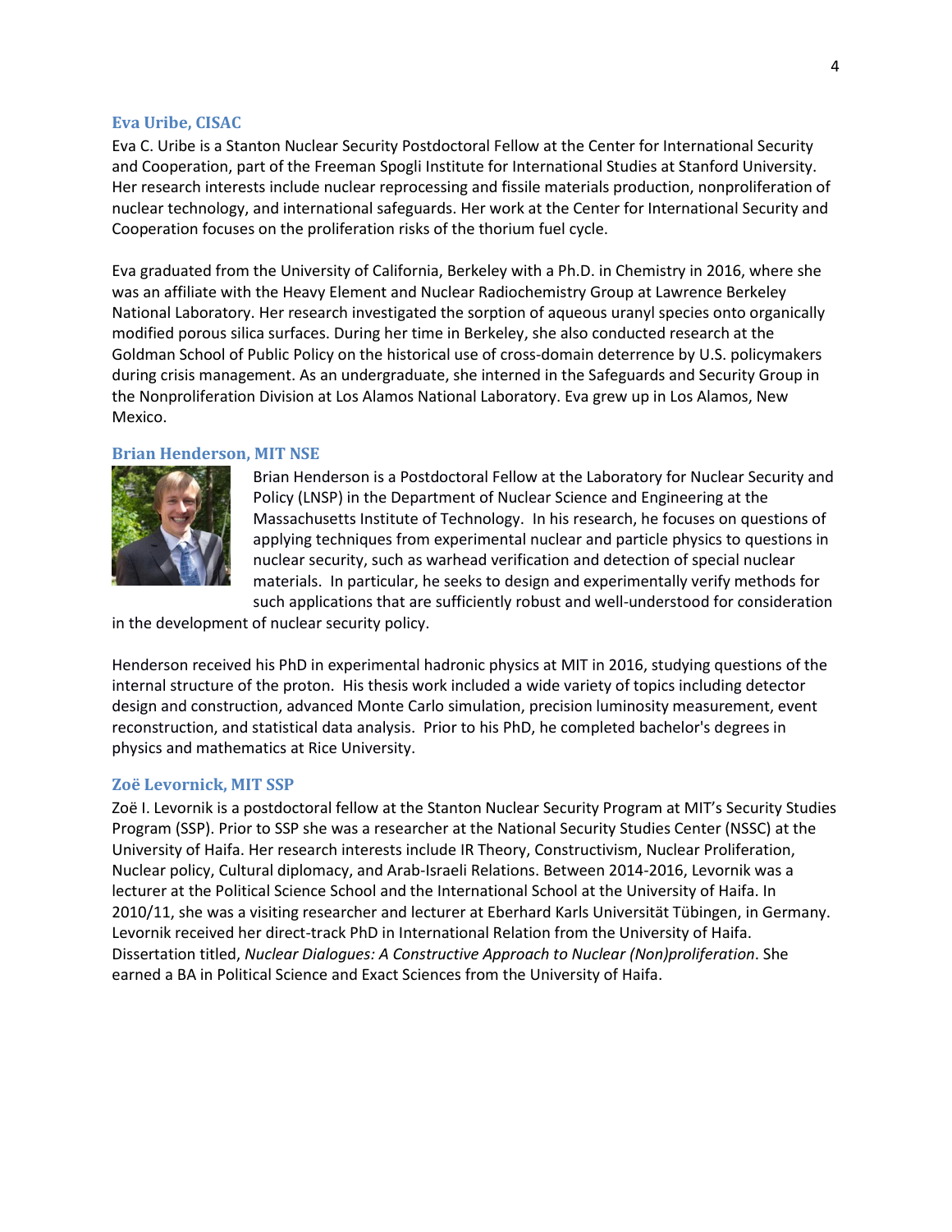### Eva Uribe, CISAC

Eva C. Uribe is a Stanton Nuclear Security Postdoctoral Fellow at the Center for International Security and Cooperation, part of the Freeman Spogli Institute for International Studies at Stanford University. Her research interests include nuclear reprocessing and fissile materials production, nonproliferation of nuclear technology, and international safeguards. Her work at the Center for International Security and Cooperation focuses on the proliferation risks of the thorium fuel cycle.

Eva graduated from the University of California, Berkeley with a Ph.D. in Chemistry in 2016, where she was an affiliate with the Heavy Element and Nuclear Radiochemistry Group at Lawrence Berkeley National Laboratory. Her research investigated the sorption of aqueous uranyl species onto organically modified porous silica surfaces. During her time in Berkeley, she also conducted research at the Goldman School of Public Policy on the historical use of cross-domain deterrence by U.S. policymakers during crisis management. As an undergraduate, she interned in the Safeguards and Security Group in the Nonproliferation Division at Los Alamos National Laboratory. Eva grew up in Los Alamos, New Mexico.

### Brian Henderson, MIT NSE

Brian Henderson is a Postdoctoral Fellow at the Laboratory for Nuclear Security and Policy (LNSP) in the Department of Nuclear Science and Engineering at the Massachusetts Institute of Technology. In his research, he focuses on questions of applying techniques from experimental nuclear and particle physics to questions in nuclear security, such as warhead verification and detection of special nuclear materials. In particular, he seeks to design and experimentally verify methods for such applications that are sufficiently robust and well-understood for consideration in the development of nuclear security policy.

Henderson received his PhD in experimental hadronic physics at MIT in 2016, studying questions of the internal structure of the proton. His thesis work included a wide variety of topics including detector design and construction, advanced Monte Carlo simulation, precision luminosity measurement, event reconstruction, and statistical data analysis. Prior to his PhD, he completed bachelor's degrees in physics and mathematics at Rice University.

### Zoë Levornick, MIT SSP

Zoë I. Levornik is a postdoctoral fellow at the Stanton Nuclear Security Program at MIT's Security Studies Program (SSP). Prior to SSP she was a researcher at the National Security Studies Center (NSSC) at the University of Haifa. Her research interests include IR Theory, Constructivism, Nuclear Proliferation, Nuclear policy, Cultural diplomacy, and Arab-Israeli Relations. Between 2014-2016, Levornik was a lecturer at the Political Science School and the International School at the University of Haifa. In 2010/11, she was a visiting researcher and lecturer at Eberhard Karls Universität Tübingen, in Germany. Levornik received her direct-track PhD in International Relation from the University of Haifa. Dissertation titled, *Nuclear Dialogues: A Constructive Approach to Nuclear (Non)proliferation*. She earned a BA in Political Science and Exact Sciences from the University of Haifa.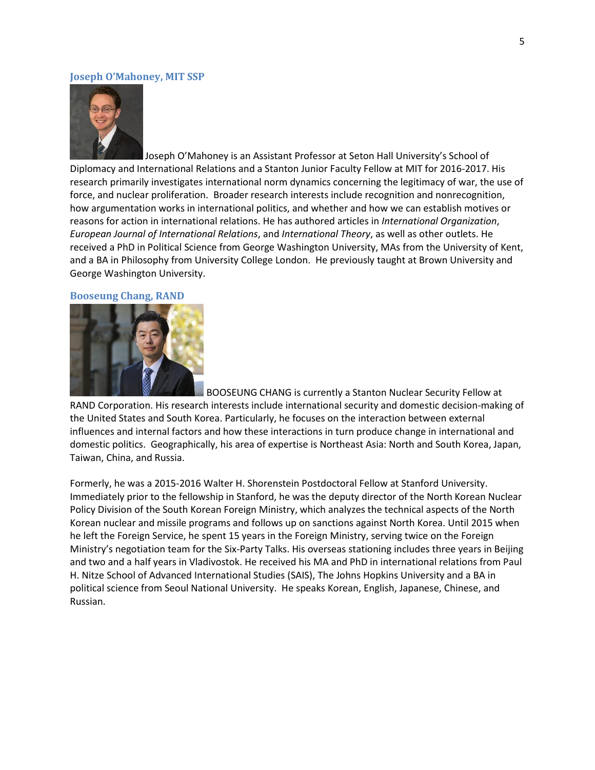### Joseph O'Mahoney, MIT SSP

Joseph O'Mahoney is an Assistant Professor at Seton Hall University's School of Diplomacy and International Relations and a Stanton Junior Faculty Fellow at MIT for 2016-2017. His research primarily investigates international norm dynamics concerning the legitimacy of war, the use of force, and nuclear proliferation. Broader research interests include recognition and nonrecognition, how argumentation works in international politics, and whether and how we can establish motives or reasons for action in international relations. He has authored articles in *International Organization*, *European Journal of International Relations*, and *International Theory*, as well as other outlets. He received a PhD in Political Science from George Washington University, MAs from the University of Kent, and a BA in Philosophy from University College London. He previously taught at Brown University and George Washington University.

### Booseung Chang, RAND

BOOSEUNG CHANG is currently a Stanton Nuclear Security Fellow at RAND Corporation. His research interests include international security and domestic decision-making of the United States and South Korea. Particularly, he focuses on the interaction between external influences and internal factors and how these interactions in turn produce change in international and domestic politics. Geographically, his area of expertise is Northeast Asia: North and South Korea, Japan, Taiwan, China, and Russia.

Formerly, he was a 2015-2016 Walter H. Shorenstein Postdoctoral Fellow at Stanford University. Immediately prior to the fellowship in Stanford, he was the deputy director of the North Korean Nuclear Policy Division of the South Korean Foreign Ministry, which analyzes the technical aspects of the North Korean nuclear and missile programs and follows up on sanctions against North Korea. Until 2015 when he left the Foreign Service, he spent 15 years in the Foreign Ministry, serving twice on the Foreign Ministry's negotiation team for the Six-Party Talks. His overseas stationing includes three years in Beijing and two and a half years in Vladivostok. He received his MA and PhD in international relations from Paul H. Nitze School of Advanced International Studies (SAIS), The Johns Hopkins University and a BA in political science from Seoul National University. He speaks Korean, English, Japanese, Chinese, and Russian.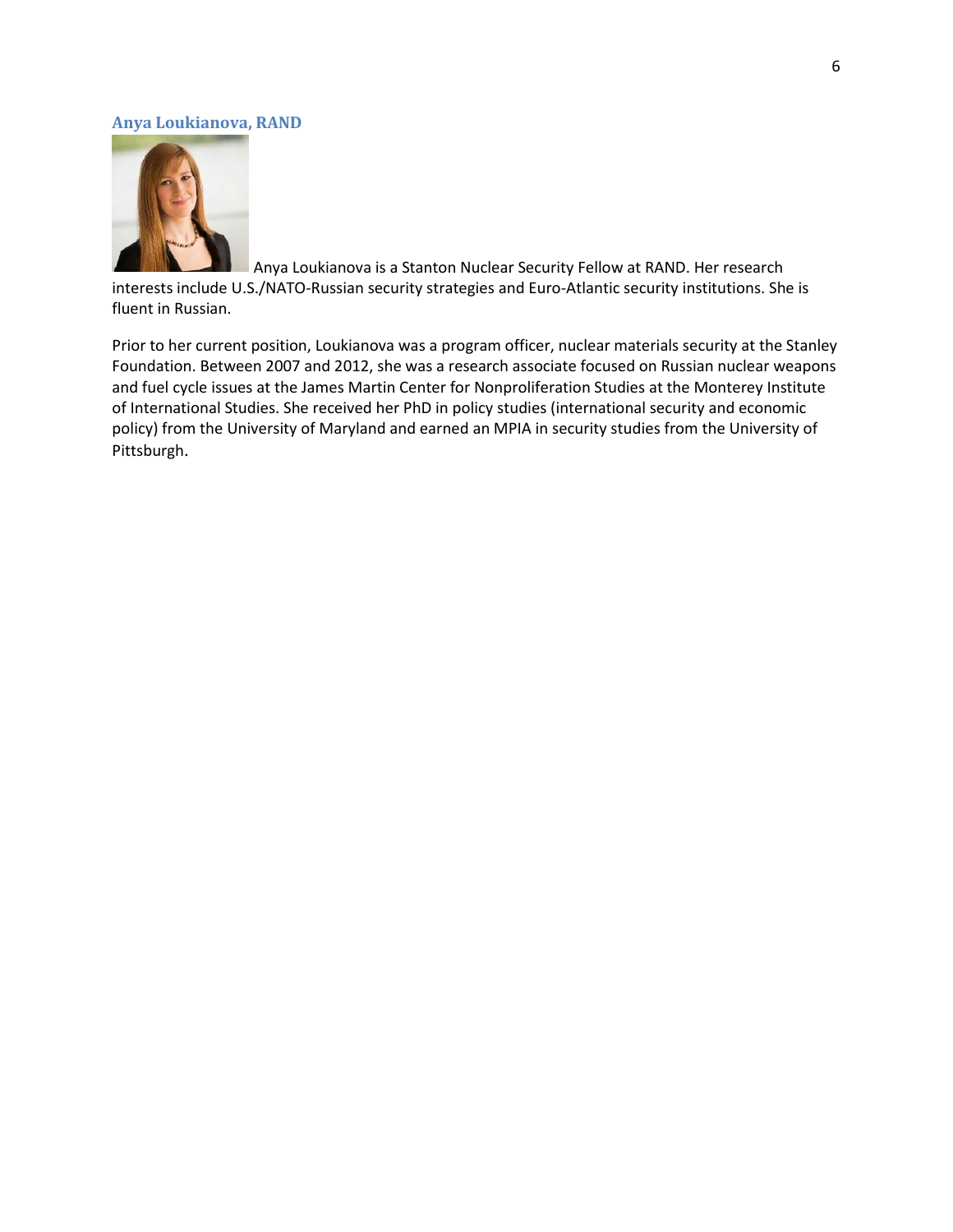### Anya Loukianova, RAND

Anya Loukianova is a Stanton Nuclear Security Fellow at RAND. Her research interests include U.S./NATO-Russian security strategies and Euro-Atlantic security institutions. She is fluent in Russian.

Prior to her current position, Loukianova was a program officer, nuclear materials security at the Stanley Foundation. Between 2007 and 2012, she was a research associate focused on Russian nuclear weapons and fuel cycle issues at the James Martin Center for Nonproliferation Studies at the Monterey Institute of International Studies. She received her PhD in policy studies (international security and economic policy) from the University of Maryland and earned an MPIA in security studies from the University of Pittsburgh.